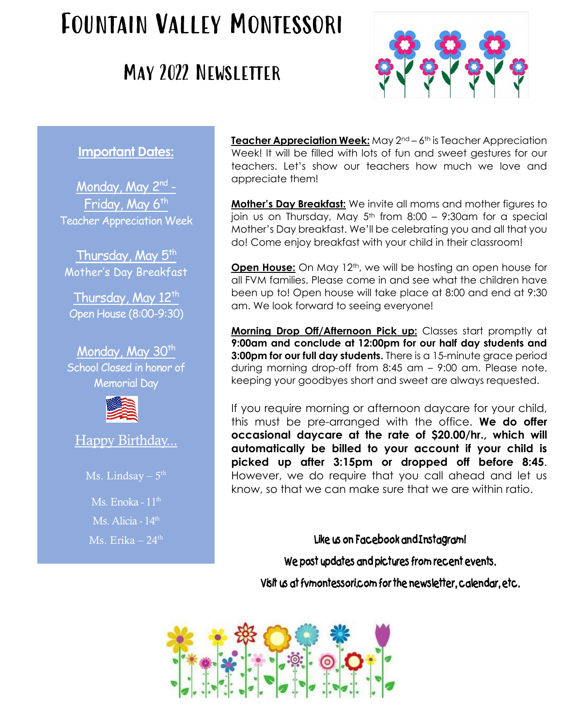# Fountain Valley Montessori

## May 2022 Newsletter

### Important Dates:

**Monday, May 2nd - Friday, May 6th**
Teacher Appreciation Week

**Thursday, May 5th**
Mother's Day Breakfast

**Thursday, May 12th**
Open House (8:00-9:30)

**Monday, May 30th**
School Closed in honor of Memorial Day

### Happy Birthday...

Ms. Lindsay – 5th

Ms. Enoka - 11th

Ms. Alicia - 14th

Ms. Erika – 24th

**Teacher Appreciation Week:** May 2nd – 6th is Teacher Appreciation Week! It will be filled with lots of fun and sweet gestures for our teachers. Let's show our teachers how much we love and appreciate them!

**Mother's Day Breakfast:** We invite all moms and mother figures to join us on Thursday, May 5th from 8:00 – 9:30am for a special Mother's Day breakfast. We'll be celebrating you and all that you do! Come enjoy breakfast with your child in their classroom!

**Open House:** On May 12th, we will be hosting an open house for all FVM families. Please come in and see what the children have been up to! Open house will take place at 8:00 and end at 9:30 am. We look forward to seeing everyone!

**Morning Drop Off/Afternoon Pick up:** Classes start promptly at **9:00am and conclude at 12:00pm for our half day students and 3:00pm for our full day students.** There is a 15-minute grace period during morning drop-off from 8:45 am – 9:00 am. Please note, keeping your goodbyes short and sweet are always requested.

If you require morning or afternoon daycare for your child, this must be pre-arranged with the office. **We do offer occasional daycare at the rate of $20.00/hr., which will automatically be billed to your account if your child is picked up after 3:15pm or dropped off before 8:45**. However, we do require that you call ahead and let us know, so that we can make sure that we are within ratio.

Like us on Facebook and Instagram!

We post updates and pictures from recent events.

Visit us at fvmontessori.com for the newsletter, calendar, etc.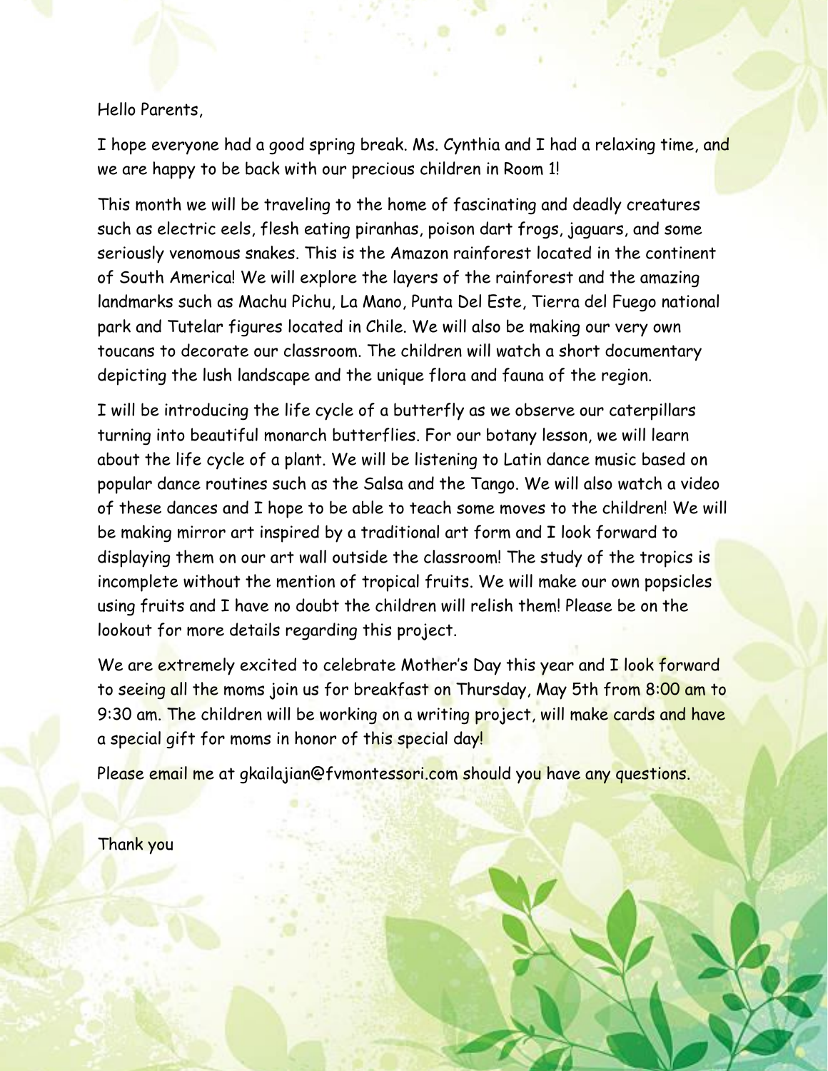Hello Parents,

I hope everyone had a good spring break. Ms. Cynthia and I had a relaxing time, and we are happy to be back with our precious children in Room 1!

This month we will be traveling to the home of fascinating and deadly creatures such as electric eels, flesh eating piranhas, poison dart frogs, jaguars, and some seriously venomous snakes. This is the Amazon rainforest located in the continent of South America! We will explore the layers of the rainforest and the amazing landmarks such as Machu Pichu, La Mano, Punta Del Este, Tierra del Fuego national park and Tutelar figures located in Chile. We will also be making our very own toucans to decorate our classroom. The children will watch a short documentary depicting the lush landscape and the unique flora and fauna of the region.

I will be introducing the life cycle of a butterfly as we observe our caterpillars turning into beautiful monarch butterflies. For our botany lesson, we will learn about the life cycle of a plant. We will be listening to Latin dance music based on popular dance routines such as the Salsa and the Tango. We will also watch a video of these dances and I hope to be able to teach some moves to the children! We will be making mirror art inspired by a traditional art form and I look forward to displaying them on our art wall outside the classroom! The study of the tropics is incomplete without the mention of tropical fruits. We will make our own popsicles using fruits and I have no doubt the children will relish them! Please be on the lookout for more details regarding this project.

We are extremely excited to celebrate Mother's Day this year and I look forward to seeing all the moms join us for breakfast on Thursday, May 5th from 8:00 am to 9:30 am. The children will be working on a writing project, will make cards and have a special gift for moms in honor of this special day!

Please email me at gkailajian@fvmontessori.com should you have any questions.

Thank you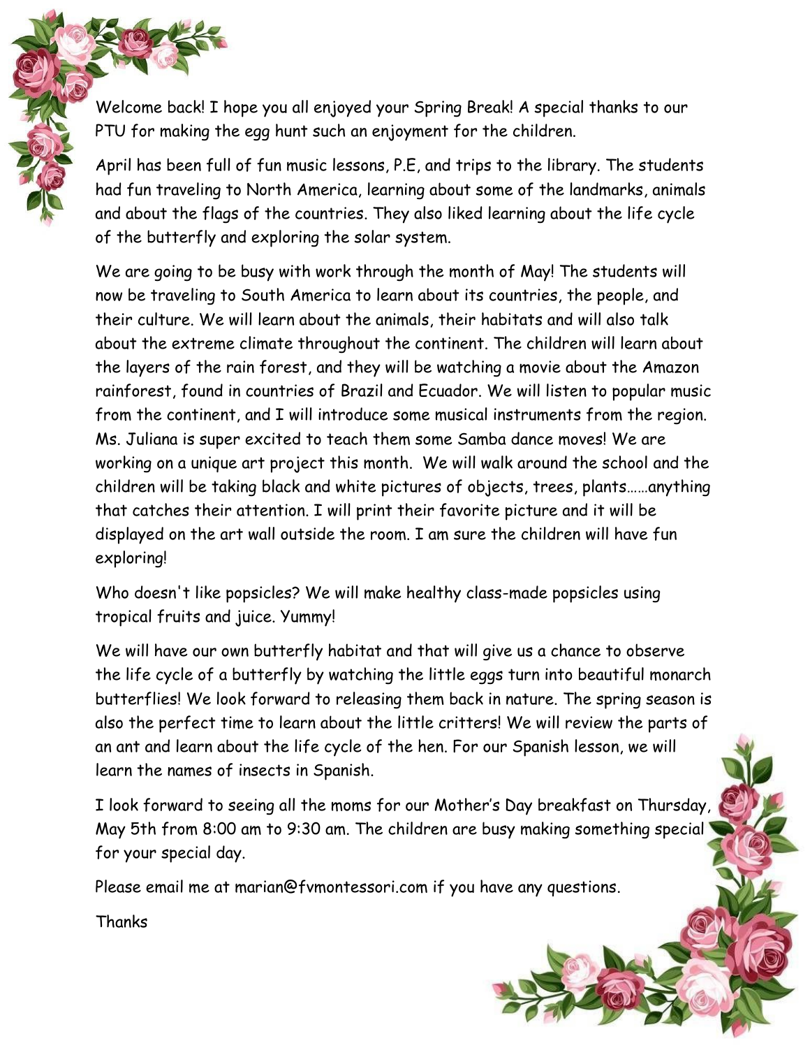Welcome back! I hope you all enjoyed your Spring Break! A special thanks to our PTU for making the egg hunt such an enjoyment for the children.

April has been full of fun music lessons, P.E, and trips to the library. The students had fun traveling to North America, learning about some of the landmarks, animals and about the flags of the countries. They also liked learning about the life cycle of the butterfly and exploring the solar system.

We are going to be busy with work through the month of May! The students will now be traveling to South America to learn about its countries, the people, and their culture. We will learn about the animals, their habitats and will also talk about the extreme climate throughout the continent. The children will learn about the layers of the rain forest, and they will be watching a movie about the Amazon rainforest, found in countries of Brazil and Ecuador. We will listen to popular music from the continent, and I will introduce some musical instruments from the region. Ms. Juliana is super excited to teach them some Samba dance moves! We are working on a unique art project this month. We will walk around the school and the children will be taking black and white pictures of objects, trees, plants……anything that catches their attention. I will print their favorite picture and it will be displayed on the art wall outside the room. I am sure the children will have fun exploring!

Who doesn't like popsicles? We will make healthy class-made popsicles using tropical fruits and juice. Yummy!

We will have our own butterfly habitat and that will give us a chance to observe the life cycle of a butterfly by watching the little eggs turn into beautiful monarch butterflies! We look forward to releasing them back in nature. The spring season is also the perfect time to learn about the little critters! We will review the parts of an ant and learn about the life cycle of the hen. For our Spanish lesson, we will learn the names of insects in Spanish.

I look forward to seeing all the moms for our Mother's Day breakfast on Thursday, May 5th from 8:00 am to 9:30 am. The children are busy making something special for your special day.

Please email me at marian@fvmontessori.com if you have any questions.

Thanks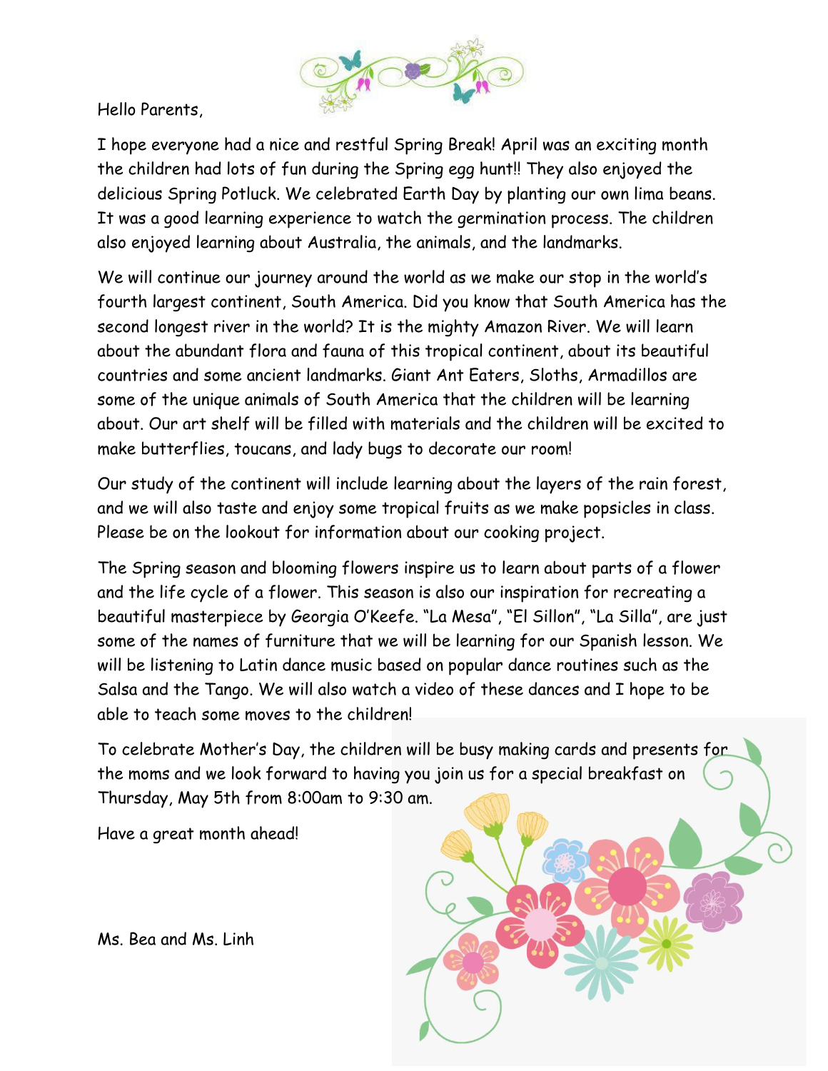Hello Parents,

I hope everyone had a nice and restful Spring Break! April was an exciting month the children had lots of fun during the Spring egg hunt!! They also enjoyed the delicious Spring Potluck. We celebrated Earth Day by planting our own lima beans. It was a good learning experience to watch the germination process. The children also enjoyed learning about Australia, the animals, and the landmarks.

We will continue our journey around the world as we make our stop in the world's fourth largest continent, South America. Did you know that South America has the second longest river in the world? It is the mighty Amazon River. We will learn about the abundant flora and fauna of this tropical continent, about its beautiful countries and some ancient landmarks. Giant Ant Eaters, Sloths, Armadillos are some of the unique animals of South America that the children will be learning about. Our art shelf will be filled with materials and the children will be excited to make butterflies, toucans, and lady bugs to decorate our room!

Our study of the continent will include learning about the layers of the rain forest, and we will also taste and enjoy some tropical fruits as we make popsicles in class. Please be on the lookout for information about our cooking project.

The Spring season and blooming flowers inspire us to learn about parts of a flower and the life cycle of a flower. This season is also our inspiration for recreating a beautiful masterpiece by Georgia O'Keefe. "La Mesa", "El Sillon", "La Silla", are just some of the names of furniture that we will be learning for our Spanish lesson. We will be listening to Latin dance music based on popular dance routines such as the Salsa and the Tango. We will also watch a video of these dances and I hope to be able to teach some moves to the children!

To celebrate Mother's Day, the children will be busy making cards and presents for the moms and we look forward to having you join us for a special breakfast on Thursday, May 5th from 8:00am to 9:30 am.

Have a great month ahead!

Ms. Bea and Ms. Linh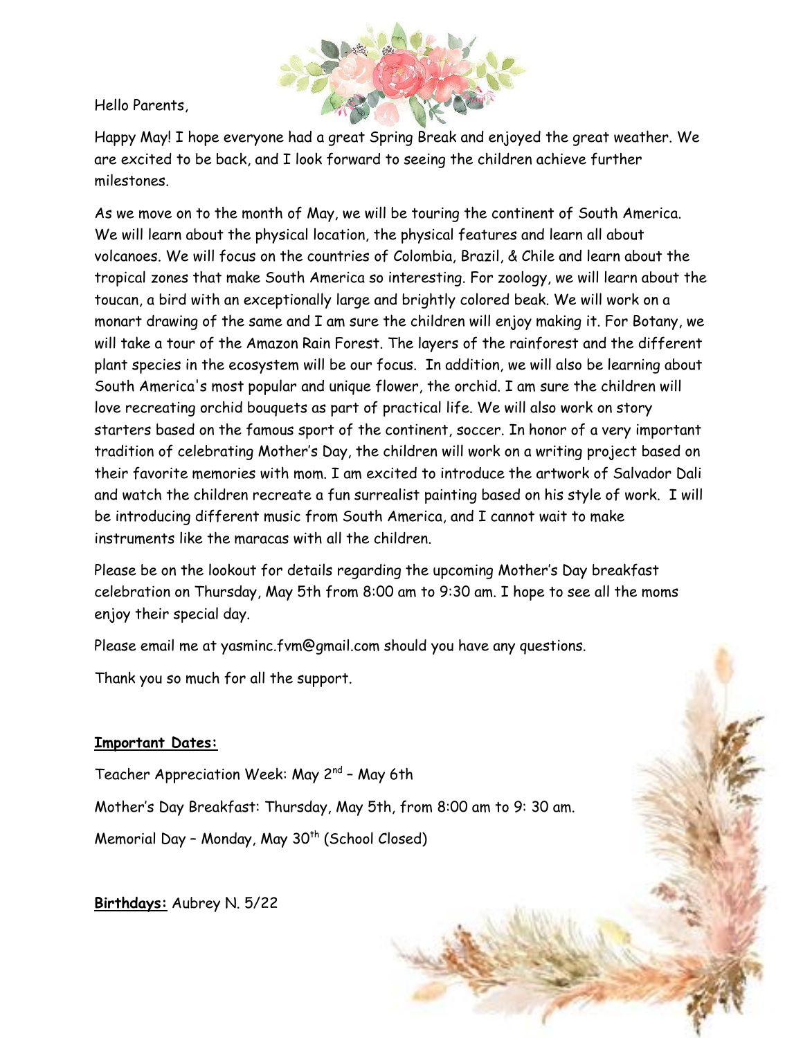Hello Parents,

Happy May! I hope everyone had a great Spring Break and enjoyed the great weather. We are excited to be back, and I look forward to seeing the children achieve further milestones.

As we move on to the month of May, we will be touring the continent of South America. We will learn about the physical location, the physical features and learn all about volcanoes. We will focus on the countries of Colombia, Brazil, & Chile and learn about the tropical zones that make South America so interesting. For zoology, we will learn about the toucan, a bird with an exceptionally large and brightly colored beak. We will work on a monart drawing of the same and I am sure the children will enjoy making it. For Botany, we will take a tour of the Amazon Rain Forest. The layers of the rainforest and the different plant species in the ecosystem will be our focus. In addition, we will also be learning about South America's most popular and unique flower, the orchid. I am sure the children will love recreating orchid bouquets as part of practical life. We will also work on story starters based on the famous sport of the continent, soccer. In honor of a very important tradition of celebrating Mother's Day, the children will work on a writing project based on their favorite memories with mom. I am excited to introduce the artwork of Salvador Dali and watch the children recreate a fun surrealist painting based on his style of work. I will be introducing different music from South America, and I cannot wait to make instruments like the maracas with all the children.

Please be on the lookout for details regarding the upcoming Mother's Day breakfast celebration on Thursday, May 5th from 8:00 am to 9:30 am. I hope to see all the moms enjoy their special day.

Please email me at yasminc.fvm@gmail.com should you have any questions.

Thank you so much for all the support.

**Important Dates:**

Teacher Appreciation Week: May 2nd – May 6th

Mother's Day Breakfast: Thursday, May 5th, from 8:00 am to 9: 30 am.

Memorial Day – Monday, May 30th (School Closed)

**Birthdays:** Aubrey N. 5/22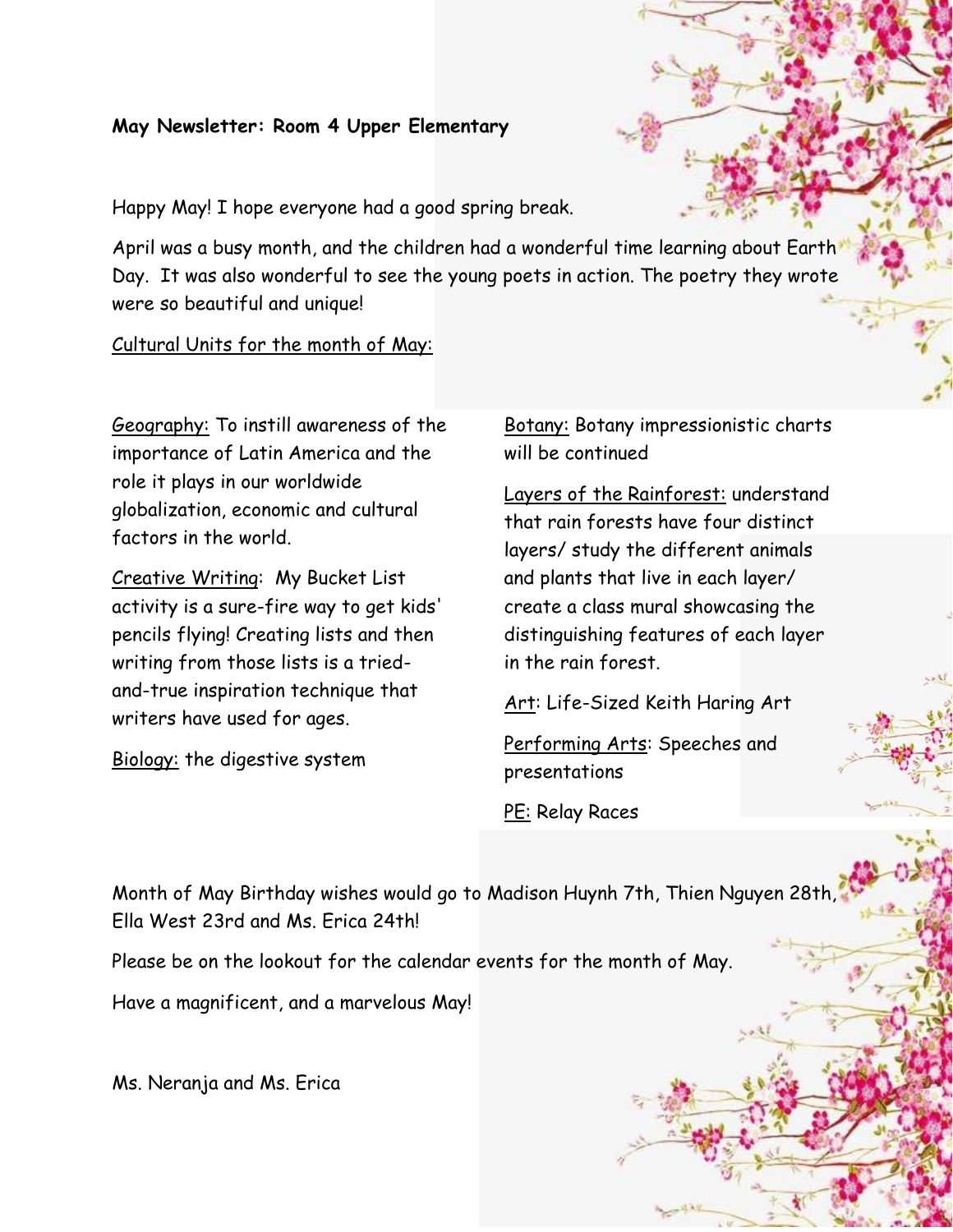**May Newsletter: Room 4 Upper Elementary**

Happy May! I hope everyone had a good spring break.

April was a busy month, and the children had a wonderful time learning about Earth Day. It was also wonderful to see the young poets in action. The poetry they wrote were so beautiful and unique!

<u>Cultural Units for the month of May:</u>

<u>Geography:</u> To instill awareness of the importance of Latin America and the role it plays in our worldwide globalization, economic and cultural factors in the world.

<u>Creative Writing</u>: My Bucket List activity is a sure-fire way to get kids' pencils flying! Creating lists and then writing from those lists is a tried-and-true inspiration technique that writers have used for ages.

<u>Biology:</u> the digestive system

<u>Botany:</u> Botany impressionistic charts will be continued

<u>Layers of the Rainforest:</u> understand that rain forests have four distinct layers/ study the different animals and plants that live in each layer/ create a class mural showcasing the distinguishing features of each layer in the rain forest.

<u>Art</u>: Life-Sized Keith Haring Art

<u>Performing Arts</u>: Speeches and presentations

<u>PE:</u> Relay Races

Month of May Birthday wishes would go to Madison Huynh 7th, Thien Nguyen 28th, Ella West 23rd and Ms. Erica 24th!

Please be on the lookout for the calendar events for the month of May.

Have a magnificent, and a marvelous May!

Ms. Neranja and Ms. Erica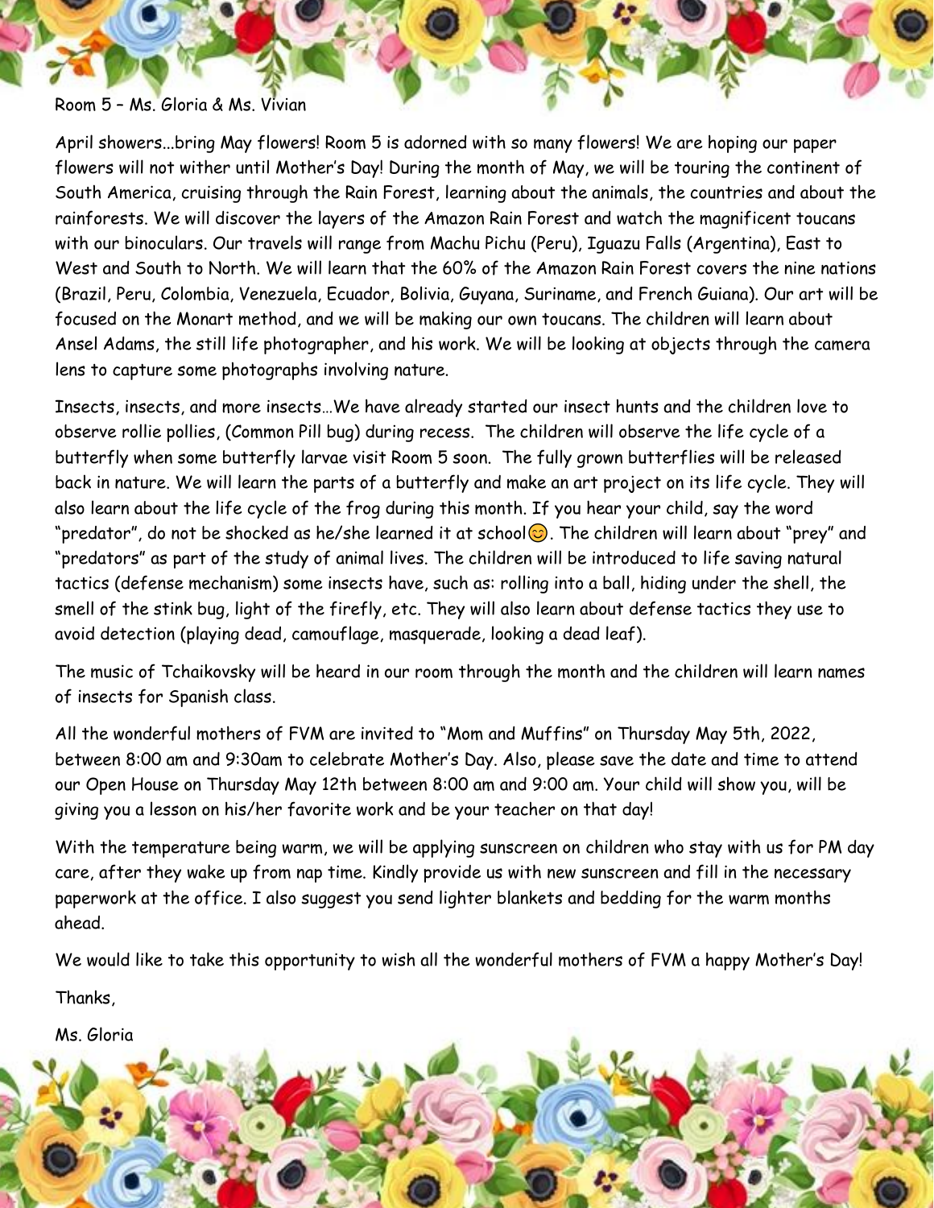Room 5 – Ms. Gloria & Ms. Vivian

April showers...bring May flowers! Room 5 is adorned with so many flowers! We are hoping our paper flowers will not wither until Mother's Day! During the month of May, we will be touring the continent of South America, cruising through the Rain Forest, learning about the animals, the countries and about the rainforests. We will discover the layers of the Amazon Rain Forest and watch the magnificent toucans with our binoculars. Our travels will range from Machu Pichu (Peru), Iguazu Falls (Argentina), East to West and South to North. We will learn that the 60% of the Amazon Rain Forest covers the nine nations (Brazil, Peru, Colombia, Venezuela, Ecuador, Bolivia, Guyana, Suriname, and French Guiana). Our art will be focused on the Monart method, and we will be making our own toucans. The children will learn about Ansel Adams, the still life photographer, and his work. We will be looking at objects through the camera lens to capture some photographs involving nature.

Insects, insects, and more insects…We have already started our insect hunts and the children love to observe rollie pollies, (Common Pill bug) during recess. The children will observe the life cycle of a butterfly when some butterfly larvae visit Room 5 soon. The fully grown butterflies will be released back in nature. We will learn the parts of a butterfly and make an art project on its life cycle. They will also learn about the life cycle of the frog during this month. If you hear your child, say the word "predator", do not be shocked as he/she learned it at school😊. The children will learn about "prey" and "predators" as part of the study of animal lives. The children will be introduced to life saving natural tactics (defense mechanism) some insects have, such as: rolling into a ball, hiding under the shell, the smell of the stink bug, light of the firefly, etc. They will also learn about defense tactics they use to avoid detection (playing dead, camouflage, masquerade, looking a dead leaf).

The music of Tchaikovsky will be heard in our room through the month and the children will learn names of insects for Spanish class.

All the wonderful mothers of FVM are invited to "Mom and Muffins" on Thursday May 5th, 2022, between 8:00 am and 9:30am to celebrate Mother's Day. Also, please save the date and time to attend our Open House on Thursday May 12th between 8:00 am and 9:00 am. Your child will show you, will be giving you a lesson on his/her favorite work and be your teacher on that day!

With the temperature being warm, we will be applying sunscreen on children who stay with us for PM day care, after they wake up from nap time. Kindly provide us with new sunscreen and fill in the necessary paperwork at the office. I also suggest you send lighter blankets and bedding for the warm months ahead.

We would like to take this opportunity to wish all the wonderful mothers of FVM a happy Mother's Day!

Thanks,

Ms. Gloria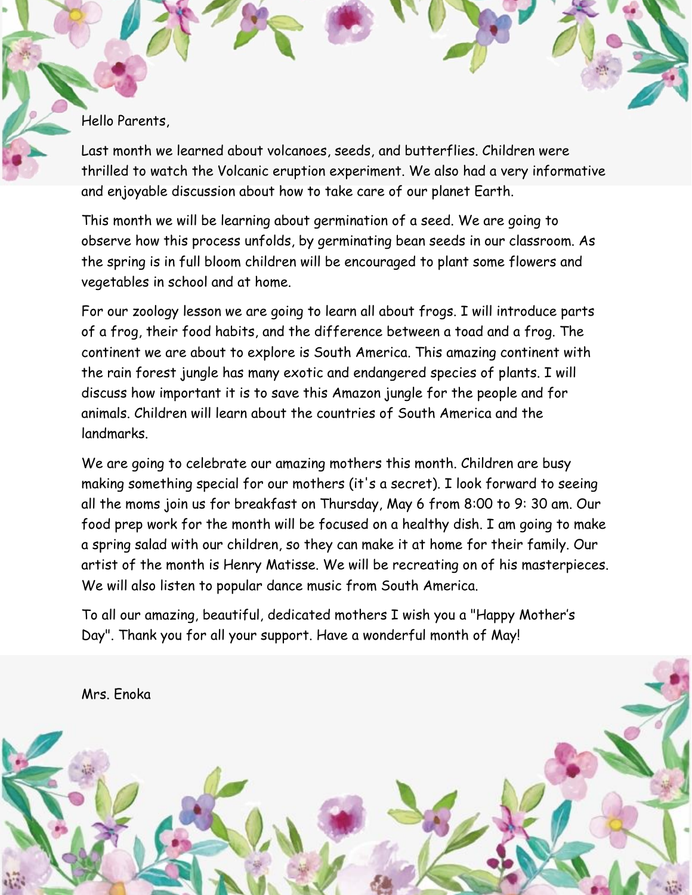Hello Parents,

Last month we learned about volcanoes, seeds, and butterflies. Children were thrilled to watch the Volcanic eruption experiment. We also had a very informative and enjoyable discussion about how to take care of our planet Earth.

This month we will be learning about germination of a seed. We are going to observe how this process unfolds, by germinating bean seeds in our classroom. As the spring is in full bloom children will be encouraged to plant some flowers and vegetables in school and at home.

For our zoology lesson we are going to learn all about frogs. I will introduce parts of a frog, their food habits, and the difference between a toad and a frog. The continent we are about to explore is South America. This amazing continent with the rain forest jungle has many exotic and endangered species of plants. I will discuss how important it is to save this Amazon jungle for the people and for animals. Children will learn about the countries of South America and the landmarks.

We are going to celebrate our amazing mothers this month. Children are busy making something special for our mothers (it's a secret). I look forward to seeing all the moms join us for breakfast on Thursday, May 6 from 8:00 to 9: 30 am. Our food prep work for the month will be focused on a healthy dish. I am going to make a spring salad with our children, so they can make it at home for their family. Our artist of the month is Henry Matisse. We will be recreating on of his masterpieces. We will also listen to popular dance music from South America.

To all our amazing, beautiful, dedicated mothers I wish you a "Happy Mother's Day". Thank you for all your support. Have a wonderful month of May!

Mrs. Enoka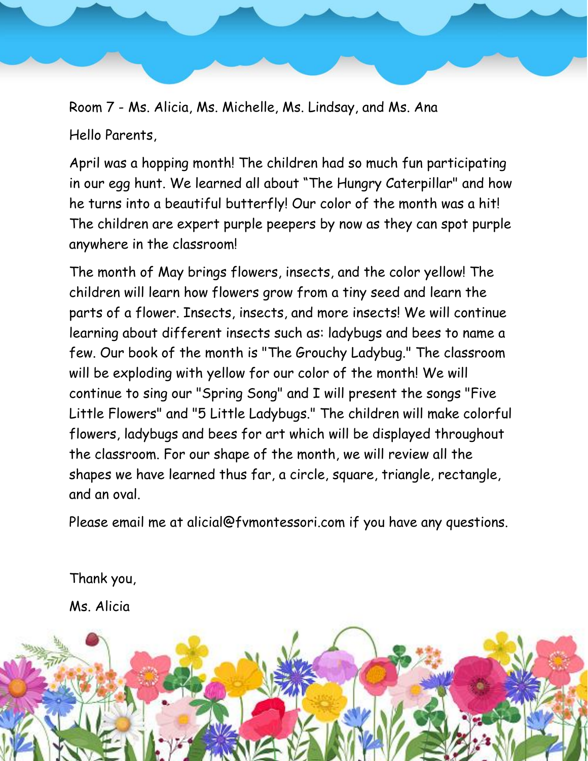Room 7 - Ms. Alicia, Ms. Michelle, Ms. Lindsay, and Ms. Ana

Hello Parents,

April was a hopping month! The children had so much fun participating in our egg hunt. We learned all about "The Hungry Caterpillar" and how he turns into a beautiful butterfly! Our color of the month was a hit! The children are expert purple peepers by now as they can spot purple anywhere in the classroom!

The month of May brings flowers, insects, and the color yellow! The children will learn how flowers grow from a tiny seed and learn the parts of a flower. Insects, insects, and more insects! We will continue learning about different insects such as: ladybugs and bees to name a few. Our book of the month is "The Grouchy Ladybug." The classroom will be exploding with yellow for our color of the month! We will continue to sing our "Spring Song" and I will present the songs "Five Little Flowers" and "5 Little Ladybugs." The children will make colorful flowers, ladybugs and bees for art which will be displayed throughout the classroom. For our shape of the month, we will review all the shapes we have learned thus far, a circle, square, triangle, rectangle, and an oval.

Please email me at alicial@fvmontessori.com if you have any questions.

Thank you,

Ms. Alicia